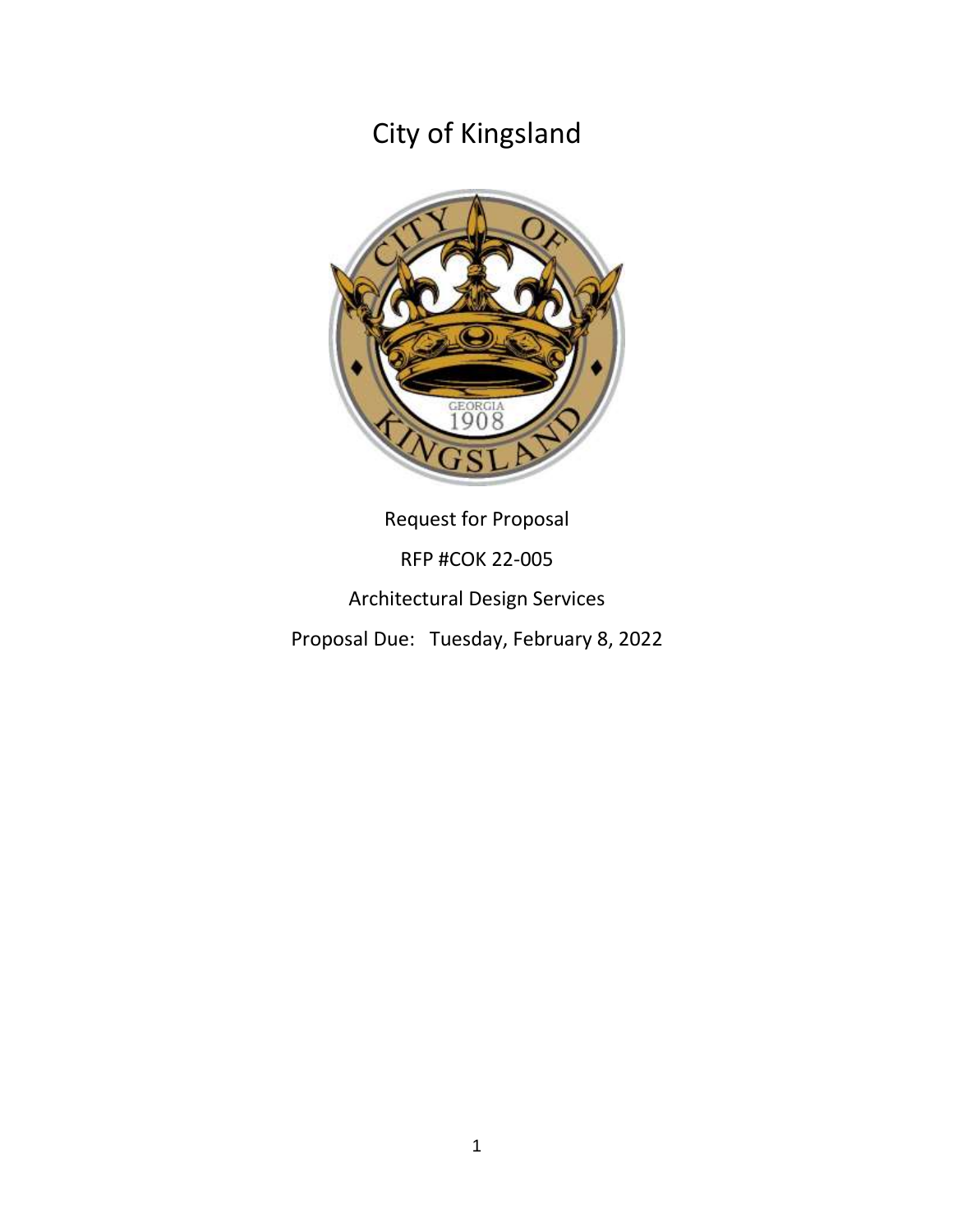# City of Kingsland

Request for Proposal

RFP #COK 22-005

Architectural Design Services

Proposal Due: Tuesday, February 8, 2022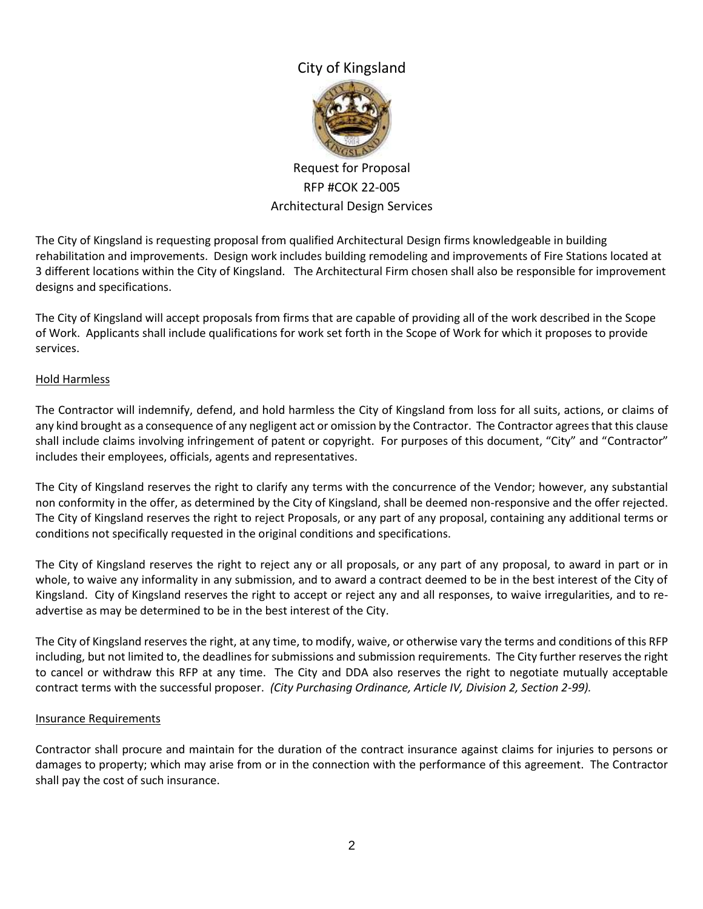# City of Kingsland

Request for Proposal
RFP #COK 22-005
Architectural Design Services

The City of Kingsland is requesting proposal from qualified Architectural Design firms knowledgeable in building rehabilitation and improvements. Design work includes building remodeling and improvements of Fire Stations located at 3 different locations within the City of Kingsland. The Architectural Firm chosen shall also be responsible for improvement designs and specifications.

The City of Kingsland will accept proposals from firms that are capable of providing all of the work described in the Scope of Work. Applicants shall include qualifications for work set forth in the Scope of Work for which it proposes to provide services.

## Hold Harmless

The Contractor will indemnify, defend, and hold harmless the City of Kingsland from loss for all suits, actions, or claims of any kind brought as a consequence of any negligent act or omission by the Contractor. The Contractor agrees that this clause shall include claims involving infringement of patent or copyright. For purposes of this document, "City" and "Contractor" includes their employees, officials, agents and representatives.

The City of Kingsland reserves the right to clarify any terms with the concurrence of the Vendor; however, any substantial non conformity in the offer, as determined by the City of Kingsland, shall be deemed non-responsive and the offer rejected. The City of Kingsland reserves the right to reject Proposals, or any part of any proposal, containing any additional terms or conditions not specifically requested in the original conditions and specifications.

The City of Kingsland reserves the right to reject any or all proposals, or any part of any proposal, to award in part or in whole, to waive any informality in any submission, and to award a contract deemed to be in the best interest of the City of Kingsland. City of Kingsland reserves the right to accept or reject any and all responses, to waive irregularities, and to re-advertise as may be determined to be in the best interest of the City.

The City of Kingsland reserves the right, at any time, to modify, waive, or otherwise vary the terms and conditions of this RFP including, but not limited to, the deadlines for submissions and submission requirements. The City further reserves the right to cancel or withdraw this RFP at any time. The City and DDA also reserves the right to negotiate mutually acceptable contract terms with the successful proposer. *(City Purchasing Ordinance, Article IV, Division 2, Section 2-99).*

## Insurance Requirements

Contractor shall procure and maintain for the duration of the contract insurance against claims for injuries to persons or damages to property; which may arise from or in the connection with the performance of this agreement. The Contractor shall pay the cost of such insurance.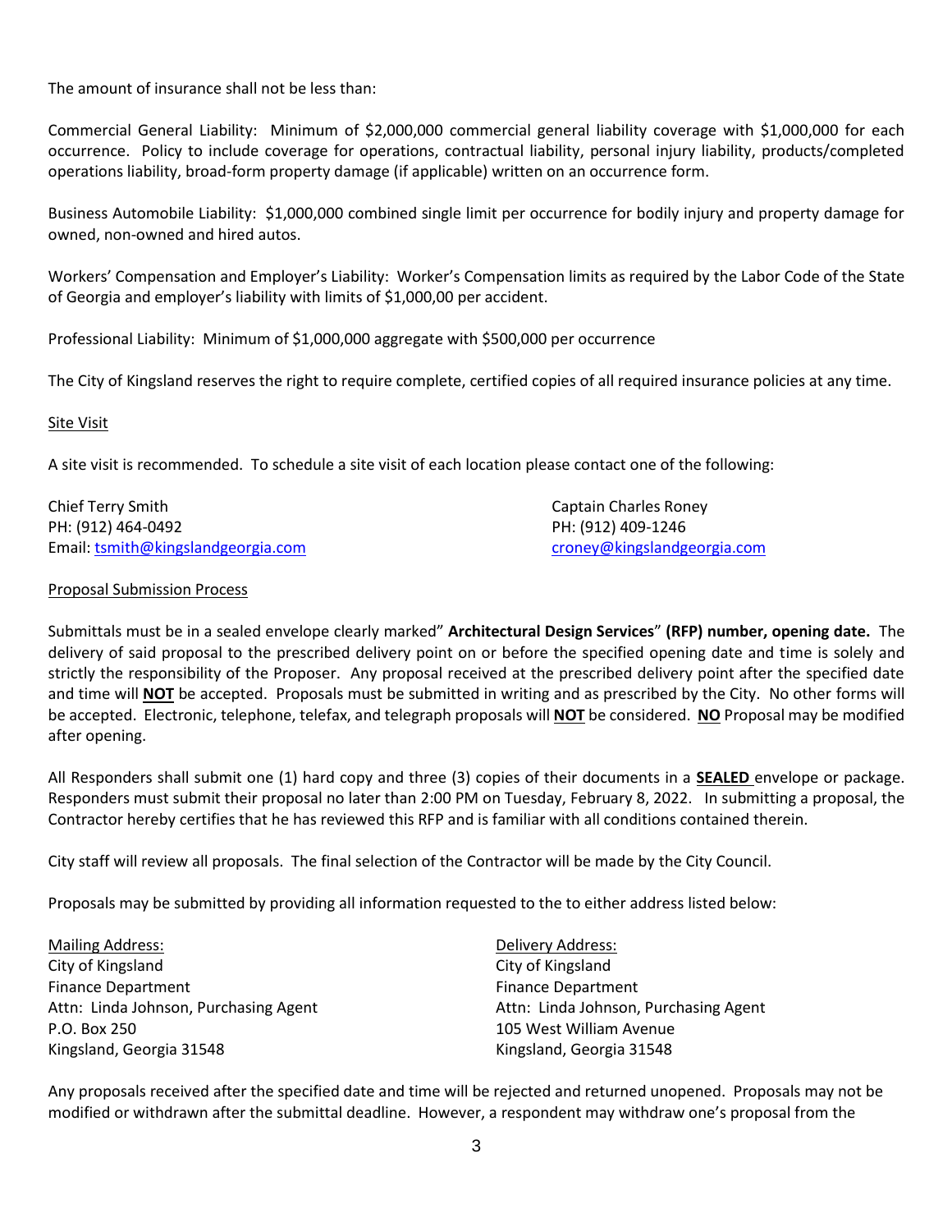The amount of insurance shall not be less than:

Commercial General Liability: Minimum of $2,000,000 commercial general liability coverage with $1,000,000 for each occurrence. Policy to include coverage for operations, contractual liability, personal injury liability, products/completed operations liability, broad-form property damage (if applicable) written on an occurrence form.

Business Automobile Liability: $1,000,000 combined single limit per occurrence for bodily injury and property damage for owned, non-owned and hired autos.

Workers' Compensation and Employer's Liability: Worker's Compensation limits as required by the Labor Code of the State of Georgia and employer's liability with limits of $1,000,00 per accident.

Professional Liability: Minimum of $1,000,000 aggregate with $500,000 per occurrence

The City of Kingsland reserves the right to require complete, certified copies of all required insurance policies at any time.

Site Visit

A site visit is recommended. To schedule a site visit of each location please contact one of the following:

Chief Terry Smith
PH: (912) 464-0492
Email: tsmith@kingslandgeorgia.com

Captain Charles Roney
PH: (912) 409-1246
croney@kingslandgeorgia.com

Proposal Submission Process

Submittals must be in a sealed envelope clearly marked" **Architectural Design Services**" **(RFP) number, opening date.** The delivery of said proposal to the prescribed delivery point on or before the specified opening date and time is solely and strictly the responsibility of the Proposer. Any proposal received at the prescribed delivery point after the specified date and time will **NOT** be accepted. Proposals must be submitted in writing and as prescribed by the City. No other forms will be accepted. Electronic, telephone, telefax, and telegraph proposals will **NOT** be considered. **NO** Proposal may be modified after opening.

All Responders shall submit one (1) hard copy and three (3) copies of their documents in a **SEALED** envelope or package. Responders must submit their proposal no later than 2:00 PM on Tuesday, February 8, 2022. In submitting a proposal, the Contractor hereby certifies that he has reviewed this RFP and is familiar with all conditions contained therein.

City staff will review all proposals. The final selection of the Contractor will be made by the City Council.

Proposals may be submitted by providing all information requested to the to either address listed below:

Mailing Address:
City of Kingsland
Finance Department
Attn: Linda Johnson, Purchasing Agent
P.O. Box 250
Kingsland, Georgia 31548

Delivery Address:
City of Kingsland
Finance Department
Attn: Linda Johnson, Purchasing Agent
105 West William Avenue
Kingsland, Georgia 31548

Any proposals received after the specified date and time will be rejected and returned unopened. Proposals may not be modified or withdrawn after the submittal deadline. However, a respondent may withdraw one's proposal from the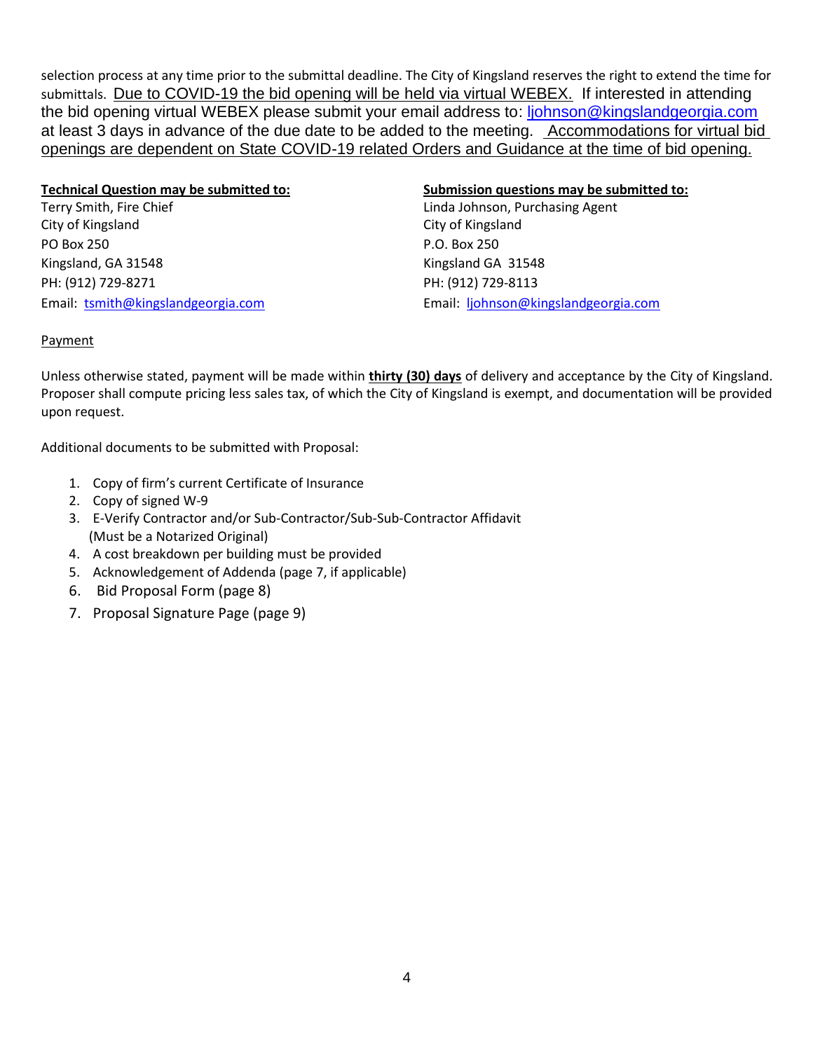selection process at any time prior to the submittal deadline. The City of Kingsland reserves the right to extend the time for submittals. Due to COVID-19 the bid opening will be held via virtual WEBEX. If interested in attending the bid opening virtual WEBEX please submit your email address to: ljohnson@kingslandgeorgia.com at least 3 days in advance of the due date to be added to the meeting. Accommodations for virtual bid openings are dependent on State COVID-19 related Orders and Guidance at the time of bid opening.

**Technical Question may be submitted to:**

Terry Smith, Fire Chief
City of Kingsland
PO Box 250
Kingsland, GA 31548
PH: (912) 729-8271
Email: tsmith@kingslandgeorgia.com

**Submission questions may be submitted to:**

Linda Johnson, Purchasing Agent
City of Kingsland
P.O. Box 250
Kingsland GA 31548
PH: (912) 729-8113
Email: ljohnson@kingslandgeorgia.com

Payment

Unless otherwise stated, payment will be made within **thirty (30) days** of delivery and acceptance by the City of Kingsland. Proposer shall compute pricing less sales tax, of which the City of Kingsland is exempt, and documentation will be provided upon request.

Additional documents to be submitted with Proposal:

1. Copy of firm's current Certificate of Insurance
2. Copy of signed W-9
3. E-Verify Contractor and/or Sub-Contractor/Sub-Sub-Contractor Affidavit (Must be a Notarized Original)
4. A cost breakdown per building must be provided
5. Acknowledgement of Addenda (page 7, if applicable)
6. Bid Proposal Form (page 8)
7. Proposal Signature Page (page 9)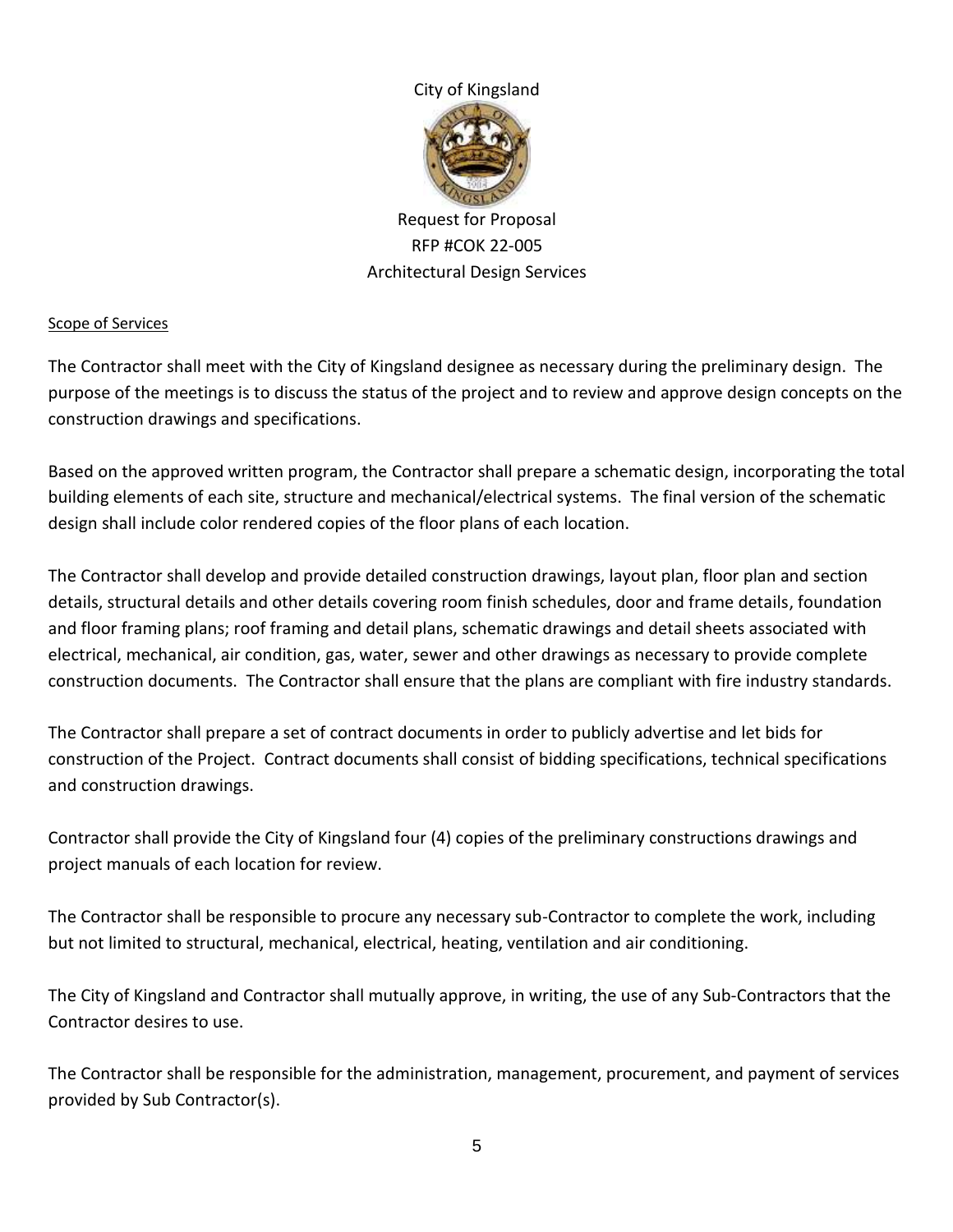City of Kingsland

Request for Proposal
RFP #COK 22-005
Architectural Design Services

Scope of Services

The Contractor shall meet with the City of Kingsland designee as necessary during the preliminary design. The purpose of the meetings is to discuss the status of the project and to review and approve design concepts on the construction drawings and specifications.

Based on the approved written program, the Contractor shall prepare a schematic design, incorporating the total building elements of each site, structure and mechanical/electrical systems. The final version of the schematic design shall include color rendered copies of the floor plans of each location.

The Contractor shall develop and provide detailed construction drawings, layout plan, floor plan and section details, structural details and other details covering room finish schedules, door and frame details, foundation and floor framing plans; roof framing and detail plans, schematic drawings and detail sheets associated with electrical, mechanical, air condition, gas, water, sewer and other drawings as necessary to provide complete construction documents. The Contractor shall ensure that the plans are compliant with fire industry standards.

The Contractor shall prepare a set of contract documents in order to publicly advertise and let bids for construction of the Project. Contract documents shall consist of bidding specifications, technical specifications and construction drawings.

Contractor shall provide the City of Kingsland four (4) copies of the preliminary constructions drawings and project manuals of each location for review.

The Contractor shall be responsible to procure any necessary sub-Contractor to complete the work, including but not limited to structural, mechanical, electrical, heating, ventilation and air conditioning.

The City of Kingsland and Contractor shall mutually approve, in writing, the use of any Sub-Contractors that the Contractor desires to use.

The Contractor shall be responsible for the administration, management, procurement, and payment of services provided by Sub Contractor(s).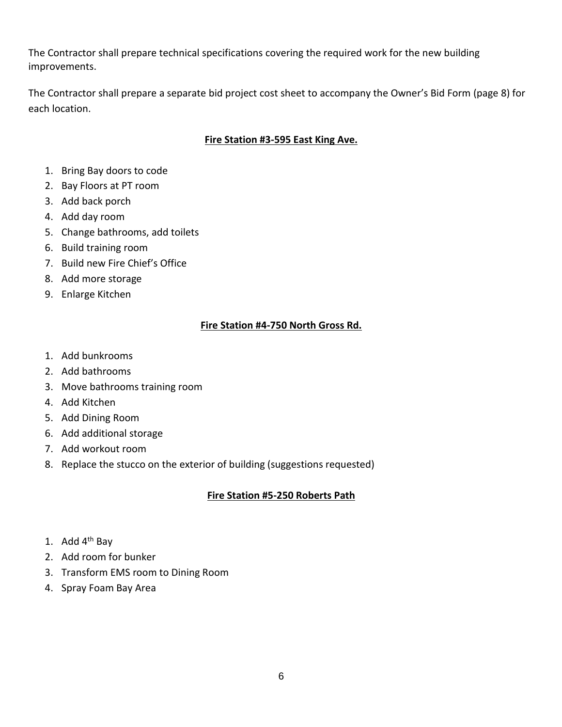The Contractor shall prepare technical specifications covering the required work for the new building improvements.

The Contractor shall prepare a separate bid project cost sheet to accompany the Owner's Bid Form (page 8) for each location.

### Fire Station #3-595 East King Ave.

1. Bring Bay doors to code
2. Bay Floors at PT room
3. Add back porch
4. Add day room
5. Change bathrooms, add toilets
6. Build training room
7. Build new Fire Chief's Office
8. Add more storage
9. Enlarge Kitchen

### Fire Station #4-750 North Gross Rd.

1. Add bunkrooms
2. Add bathrooms
3. Move bathrooms training room
4. Add Kitchen
5. Add Dining Room
6. Add additional storage
7. Add workout room
8. Replace the stucco on the exterior of building (suggestions requested)

### Fire Station #5-250 Roberts Path

1. Add 4th Bay
2. Add room for bunker
3. Transform EMS room to Dining Room
4. Spray Foam Bay Area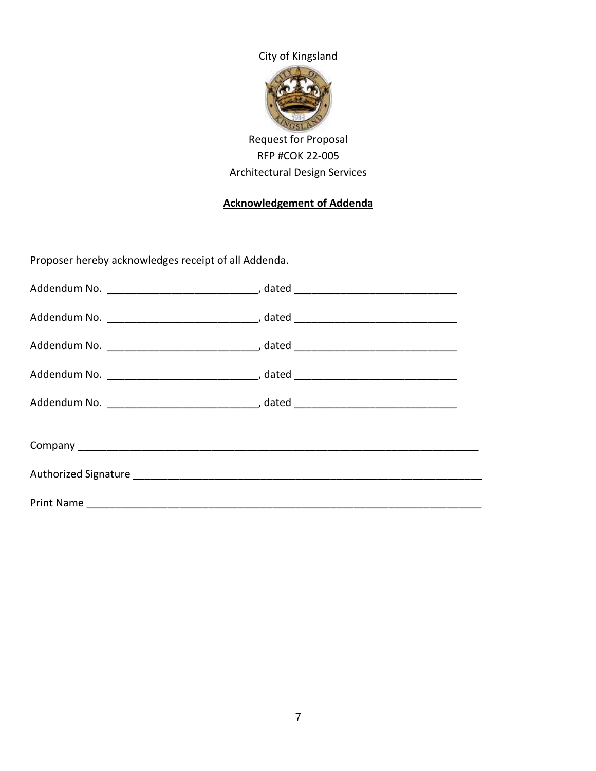City of Kingsland

Request for Proposal

RFP #COK 22-005

Architectural Design Services

**Acknowledgement of Addenda**

Proposer hereby acknowledges receipt of all Addenda.

Addendum No. __________________________, dated ____________________________

Addendum No. __________________________, dated ____________________________

Addendum No. __________________________, dated ____________________________

Addendum No. __________________________, dated ____________________________

Addendum No. __________________________, dated ____________________________

Company ______________________________________________________________________

Authorized Signature _____________________________________________________________

Print Name ____________________________________________________________________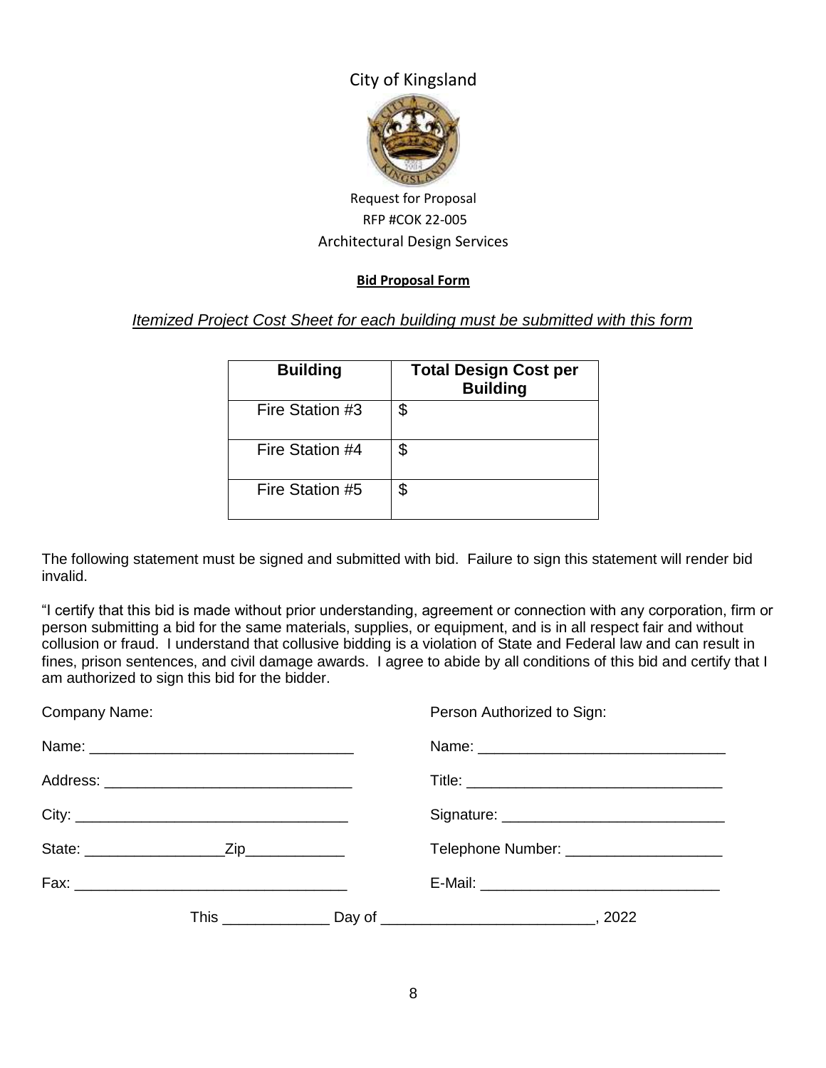City of Kingsland

Request for Proposal

RFP #COK 22-005

Architectural Design Services

**Bid Proposal Form**

*Itemized Project Cost Sheet for each building must be submitted with this form*

| Building | Total Design Cost per Building |
|---|---|
| Fire Station #3 | $ |
| Fire Station #4 | $ |
| Fire Station #5 | $ |

The following statement must be signed and submitted with bid. Failure to sign this statement will render bid invalid.

"I certify that this bid is made without prior understanding, agreement or connection with any corporation, firm or person submitting a bid for the same materials, supplies, or equipment, and is in all respect fair and without collusion or fraud. I understand that collusive bidding is a violation of State and Federal law and can result in fines, prison sentences, and civil damage awards. I agree to abide by all conditions of this bid and certify that I am authorized to sign this bid for the bidder.

Company Name:

Name: ________________________________

Address: ______________________________

City: _________________________________

State: _________________Zip____________

Fax: _________________________________

Person Authorized to Sign:

Name: ______________________________

Title: _______________________________

Signature: ___________________________

Telephone Number: ___________________

E-Mail: _____________________________

This _____________ Day of _________________________, 2022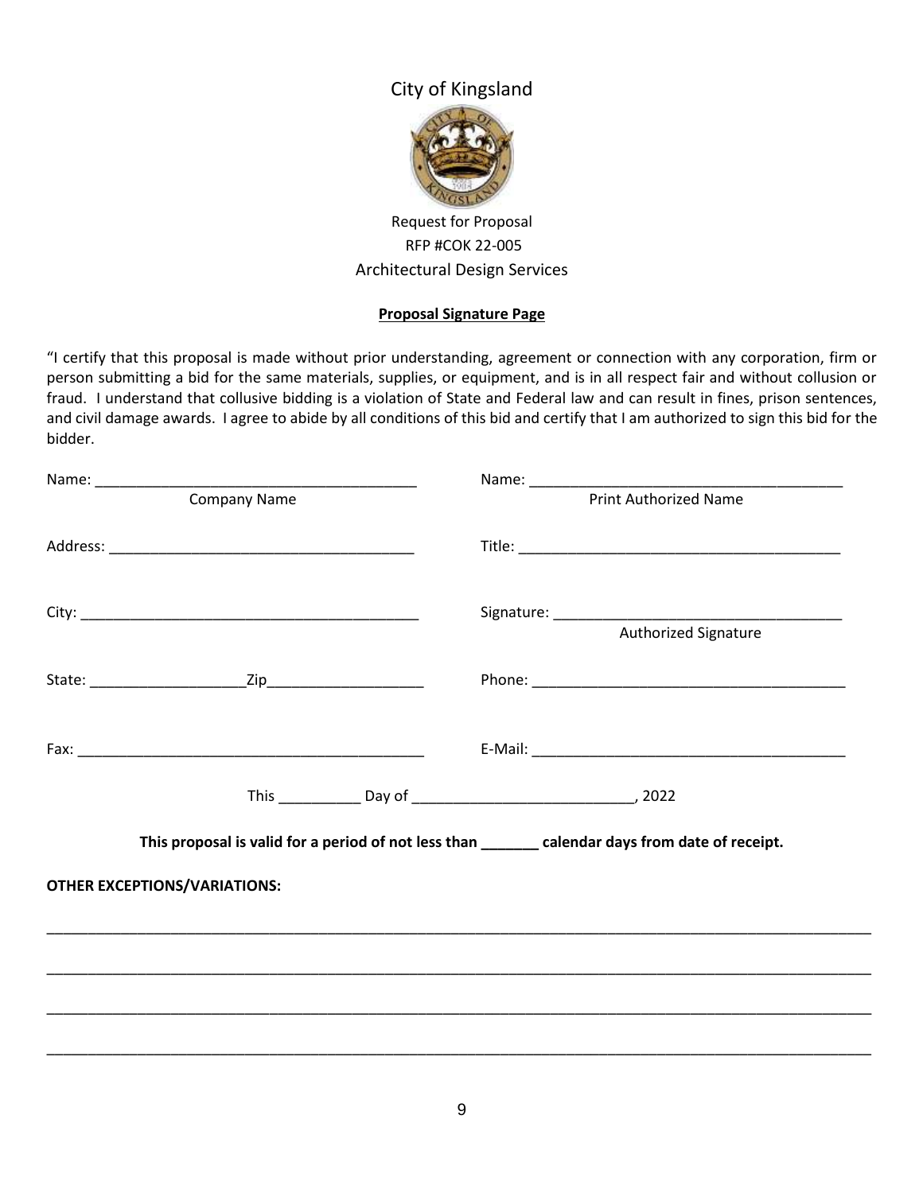City of Kingsland

Request for Proposal

RFP #COK 22-005

Architectural Design Services

**Proposal Signature Page**

"I certify that this proposal is made without prior understanding, agreement or connection with any corporation, firm or person submitting a bid for the same materials, supplies, or equipment, and is in all respect fair and without collusion or fraud. I understand that collusive bidding is a violation of State and Federal law and can result in fines, prison sentences, and civil damage awards. I agree to abide by all conditions of this bid and certify that I am authorized to sign this bid for the bidder.

Name: _______________________________________
Company Name

Address: _____________________________________

City: ________________________________________

State: __________________ Zip___________________

Fax: _________________________________________

Name: _______________________________________
Print Authorized Name

Title: ________________________________________

Signature: ___________________________________
Authorized Signature

Phone: ______________________________________

E-Mail: ______________________________________

This __________ Day of ___________________________, 2022

**This proposal is valid for a period of not less than _______ calendar days from date of receipt.**

**OTHER EXCEPTIONS/VARIATIONS:**

_____________________________________________________________________________________________

_____________________________________________________________________________________________

_____________________________________________________________________________________________

_____________________________________________________________________________________________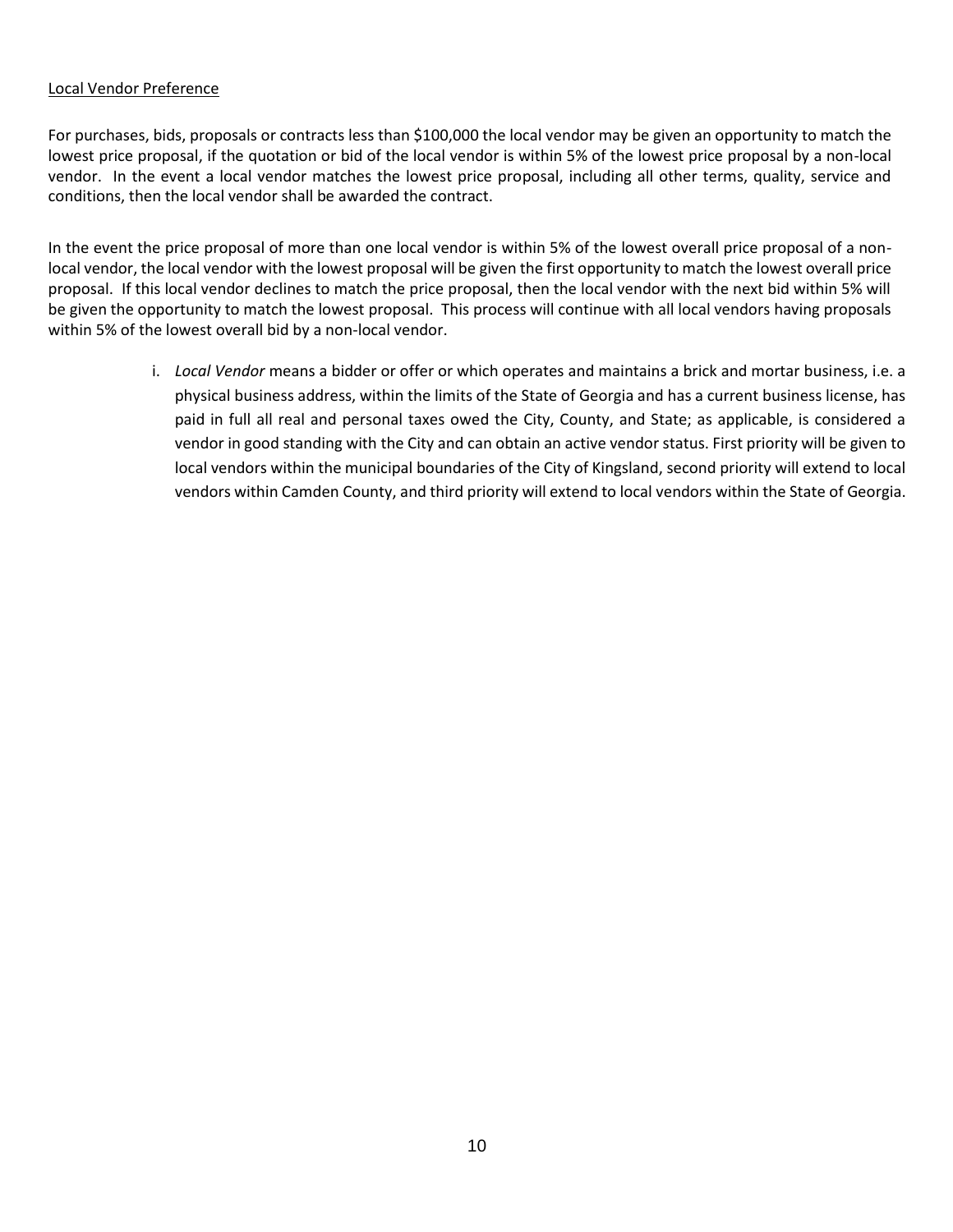Local Vendor Preference

For purchases, bids, proposals or contracts less than $100,000 the local vendor may be given an opportunity to match the lowest price proposal, if the quotation or bid of the local vendor is within 5% of the lowest price proposal by a non-local vendor. In the event a local vendor matches the lowest price proposal, including all other terms, quality, service and conditions, then the local vendor shall be awarded the contract.

In the event the price proposal of more than one local vendor is within 5% of the lowest overall price proposal of a non-local vendor, the local vendor with the lowest proposal will be given the first opportunity to match the lowest overall price proposal. If this local vendor declines to match the price proposal, then the local vendor with the next bid within 5% will be given the opportunity to match the lowest proposal. This process will continue with all local vendors having proposals within 5% of the lowest overall bid by a non-local vendor.

i. *Local Vendor* means a bidder or offer or which operates and maintains a brick and mortar business, i.e. a physical business address, within the limits of the State of Georgia and has a current business license, has paid in full all real and personal taxes owed the City, County, and State; as applicable, is considered a vendor in good standing with the City and can obtain an active vendor status. First priority will be given to local vendors within the municipal boundaries of the City of Kingsland, second priority will extend to local vendors within Camden County, and third priority will extend to local vendors within the State of Georgia.